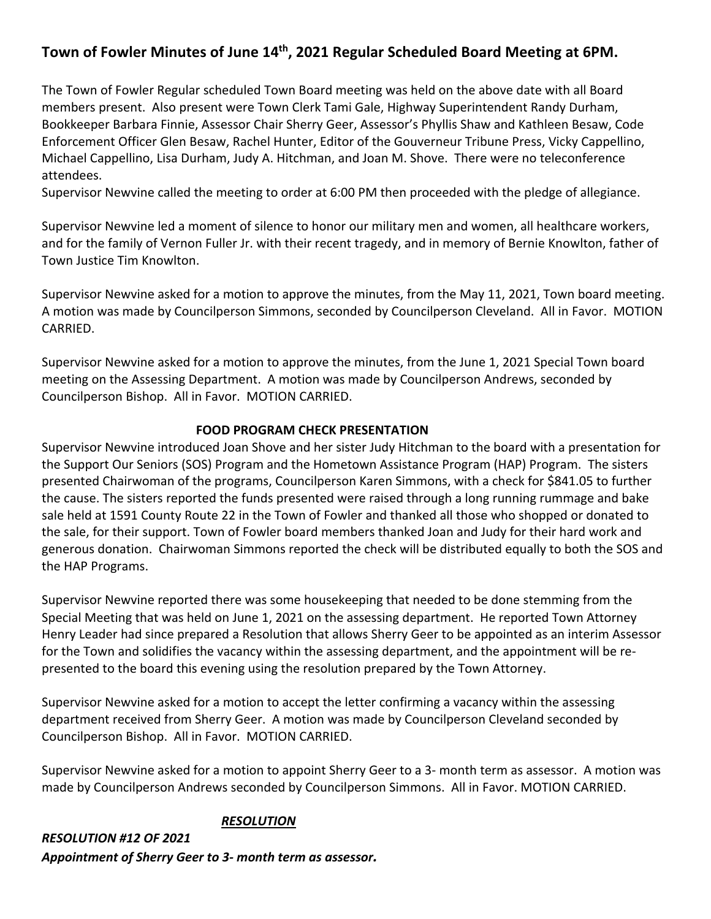# Town of Fowler Minutes of June 14th, 2021 Regular Scheduled Board Meeting at 6PM.

The Town of Fowler Regular scheduled Town Board meeting was held on the above date with all Board members present. Also present were Town Clerk Tami Gale, Highway Superintendent Randy Durham, Bookkeeper Barbara Finnie, Assessor Chair Sherry Geer, Assessor's Phyllis Shaw and Kathleen Besaw, Code Enforcement Officer Glen Besaw, Rachel Hunter, Editor of the Gouverneur Tribune Press, Vicky Cappellino, Michael Cappellino, Lisa Durham, Judy A. Hitchman, and Joan M. Shove. There were no teleconference attendees.

Supervisor Newvine called the meeting to order at 6:00 PM then proceeded with the pledge of allegiance.

Supervisor Newvine led a moment of silence to honor our military men and women, all healthcare workers, and for the family of Vernon Fuller Jr. with their recent tragedy, and in memory of Bernie Knowlton, father of Town Justice Tim Knowlton.

Supervisor Newvine asked for a motion to approve the minutes, from the May 11, 2021, Town board meeting. A motion was made by Councilperson Simmons, seconded by Councilperson Cleveland. All in Favor. MOTION CARRIED.

Supervisor Newvine asked for a motion to approve the minutes, from the June 1, 2021 Special Town board meeting on the Assessing Department. A motion was made by Councilperson Andrews, seconded by Councilperson Bishop. All in Favor. MOTION CARRIED.

**FOOD PROGRAM CHECK PRESENTATION**

Supervisor Newvine introduced Joan Shove and her sister Judy Hitchman to the board with a presentation for the Support Our Seniors (SOS) Program and the Hometown Assistance Program (HAP) Program. The sisters presented Chairwoman of the programs, Councilperson Karen Simmons, with a check for $841.05 to further the cause. The sisters reported the funds presented were raised through a long running rummage and bake sale held at 1591 County Route 22 in the Town of Fowler and thanked all those who shopped or donated to the sale, for their support. Town of Fowler board members thanked Joan and Judy for their hard work and generous donation. Chairwoman Simmons reported the check will be distributed equally to both the SOS and the HAP Programs.

Supervisor Newvine reported there was some housekeeping that needed to be done stemming from the Special Meeting that was held on June 1, 2021 on the assessing department. He reported Town Attorney Henry Leader had since prepared a Resolution that allows Sherry Geer to be appointed as an interim Assessor for the Town and solidifies the vacancy within the assessing department, and the appointment will be re-presented to the board this evening using the resolution prepared by the Town Attorney.

Supervisor Newvine asked for a motion to accept the letter confirming a vacancy within the assessing department received from Sherry Geer. A motion was made by Councilperson Cleveland seconded by Councilperson Bishop. All in Favor. MOTION CARRIED.

Supervisor Newvine asked for a motion to appoint Sherry Geer to a 3- month term as assessor. A motion was made by Councilperson Andrews seconded by Councilperson Simmons. All in Favor. MOTION CARRIED.

***RESOLUTION***

***RESOLUTION #12 OF 2021***

***Appointment of Sherry Geer to 3- month term as assessor.***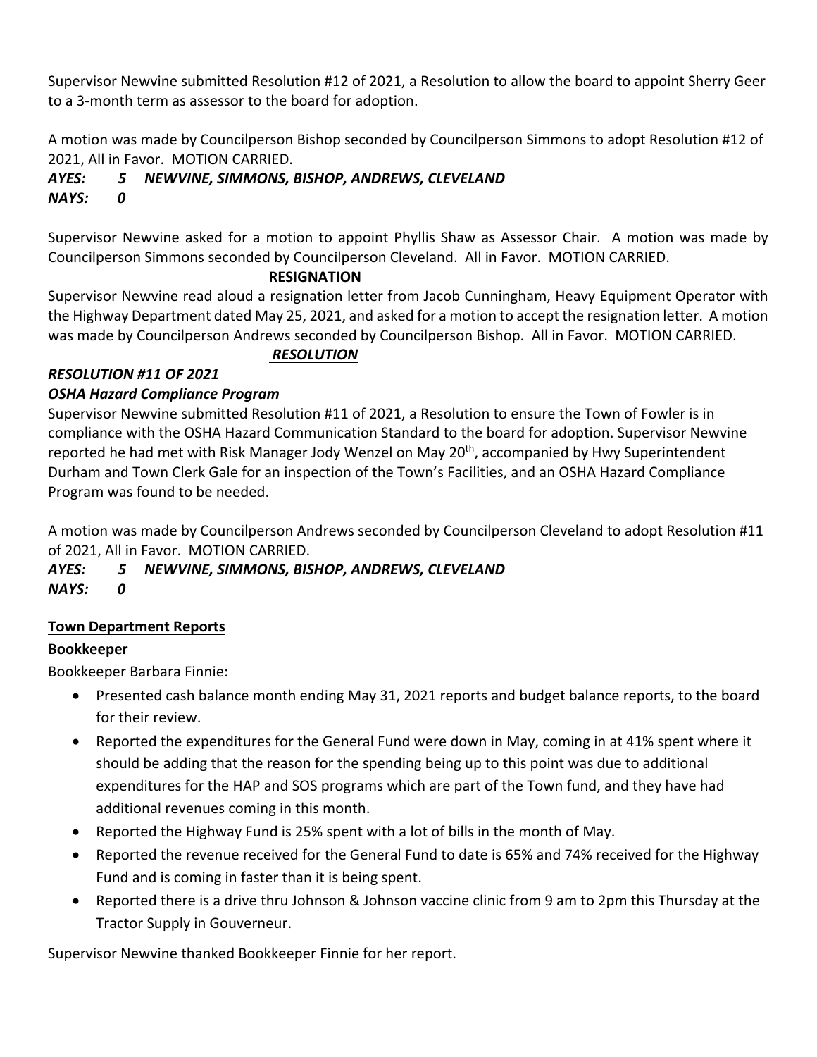Supervisor Newvine submitted Resolution #12 of 2021, a Resolution to allow the board to appoint Sherry Geer to a 3-month term as assessor to the board for adoption.

A motion was made by Councilperson Bishop seconded by Councilperson Simmons to adopt Resolution #12 of 2021, All in Favor. MOTION CARRIED.

***AYES: 5 NEWVINE, SIMMONS, BISHOP, ANDREWS, CLEVELAND***
***NAYS: 0***

Supervisor Newvine asked for a motion to appoint Phyllis Shaw as Assessor Chair. A motion was made by Councilperson Simmons seconded by Councilperson Cleveland. All in Favor. MOTION CARRIED.

**RESIGNATION**

Supervisor Newvine read aloud a resignation letter from Jacob Cunningham, Heavy Equipment Operator with the Highway Department dated May 25, 2021, and asked for a motion to accept the resignation letter. A motion was made by Councilperson Andrews seconded by Councilperson Bishop. All in Favor. MOTION CARRIED.

***RESOLUTION***

***RESOLUTION #11 OF 2021***

***OSHA Hazard Compliance Program***

Supervisor Newvine submitted Resolution #11 of 2021, a Resolution to ensure the Town of Fowler is in compliance with the OSHA Hazard Communication Standard to the board for adoption. Supervisor Newvine reported he had met with Risk Manager Jody Wenzel on May 20th, accompanied by Hwy Superintendent Durham and Town Clerk Gale for an inspection of the Town's Facilities, and an OSHA Hazard Compliance Program was found to be needed.

A motion was made by Councilperson Andrews seconded by Councilperson Cleveland to adopt Resolution #11 of 2021, All in Favor. MOTION CARRIED.

***AYES: 5 NEWVINE, SIMMONS, BISHOP, ANDREWS, CLEVELAND***
***NAYS: 0***

**Town Department Reports**

**Bookkeeper**

Bookkeeper Barbara Finnie:

- Presented cash balance month ending May 31, 2021 reports and budget balance reports, to the board for their review.
- Reported the expenditures for the General Fund were down in May, coming in at 41% spent where it should be adding that the reason for the spending being up to this point was due to additional expenditures for the HAP and SOS programs which are part of the Town fund, and they have had additional revenues coming in this month.
- Reported the Highway Fund is 25% spent with a lot of bills in the month of May.
- Reported the revenue received for the General Fund to date is 65% and 74% received for the Highway Fund and is coming in faster than it is being spent.
- Reported there is a drive thru Johnson & Johnson vaccine clinic from 9 am to 2pm this Thursday at the Tractor Supply in Gouverneur.

Supervisor Newvine thanked Bookkeeper Finnie for her report.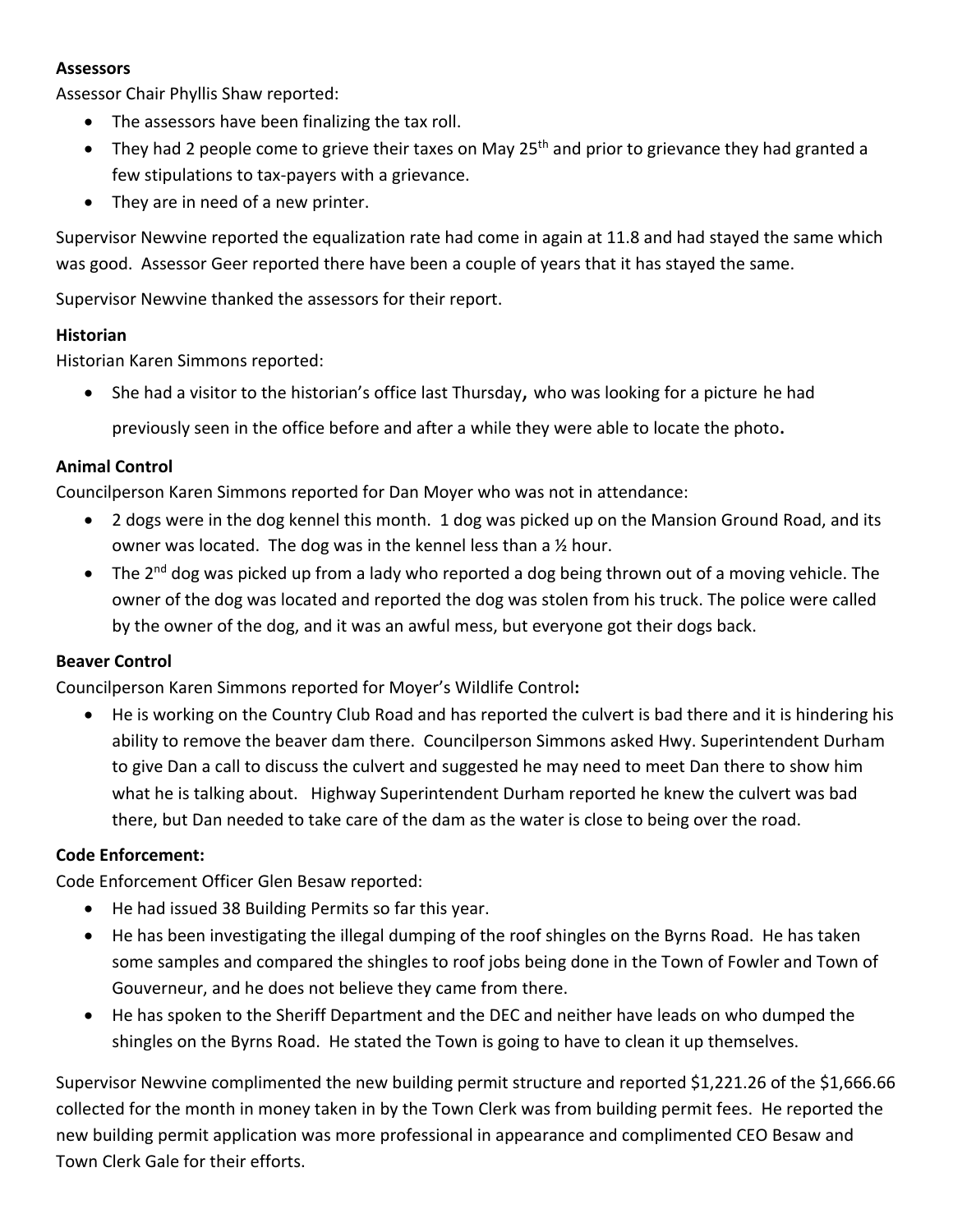**Assessors**

Assessor Chair Phyllis Shaw reported:

- The assessors have been finalizing the tax roll.
- They had 2 people come to grieve their taxes on May 25th and prior to grievance they had granted a few stipulations to tax-payers with a grievance.
- They are in need of a new printer.

Supervisor Newvine reported the equalization rate had come in again at 11.8 and had stayed the same which was good. Assessor Geer reported there have been a couple of years that it has stayed the same.

Supervisor Newvine thanked the assessors for their report.

**Historian**

Historian Karen Simmons reported:

- She had a visitor to the historian's office last Thursday, who was looking for a picture he had previously seen in the office before and after a while they were able to locate the photo.

**Animal Control**

Councilperson Karen Simmons reported for Dan Moyer who was not in attendance:

- 2 dogs were in the dog kennel this month. 1 dog was picked up on the Mansion Ground Road, and its owner was located. The dog was in the kennel less than a ½ hour.
- The 2nd dog was picked up from a lady who reported a dog being thrown out of a moving vehicle. The owner of the dog was located and reported the dog was stolen from his truck. The police were called by the owner of the dog, and it was an awful mess, but everyone got their dogs back.

**Beaver Control**

Councilperson Karen Simmons reported for Moyer's Wildlife Control**:**

- He is working on the Country Club Road and has reported the culvert is bad there and it is hindering his ability to remove the beaver dam there. Councilperson Simmons asked Hwy. Superintendent Durham to give Dan a call to discuss the culvert and suggested he may need to meet Dan there to show him what he is talking about. Highway Superintendent Durham reported he knew the culvert was bad there, but Dan needed to take care of the dam as the water is close to being over the road.

**Code Enforcement:**

Code Enforcement Officer Glen Besaw reported:

- He had issued 38 Building Permits so far this year.
- He has been investigating the illegal dumping of the roof shingles on the Byrns Road. He has taken some samples and compared the shingles to roof jobs being done in the Town of Fowler and Town of Gouverneur, and he does not believe they came from there.
- He has spoken to the Sheriff Department and the DEC and neither have leads on who dumped the shingles on the Byrns Road. He stated the Town is going to have to clean it up themselves.

Supervisor Newvine complimented the new building permit structure and reported $1,221.26 of the $1,666.66 collected for the month in money taken in by the Town Clerk was from building permit fees. He reported the new building permit application was more professional in appearance and complimented CEO Besaw and Town Clerk Gale for their efforts.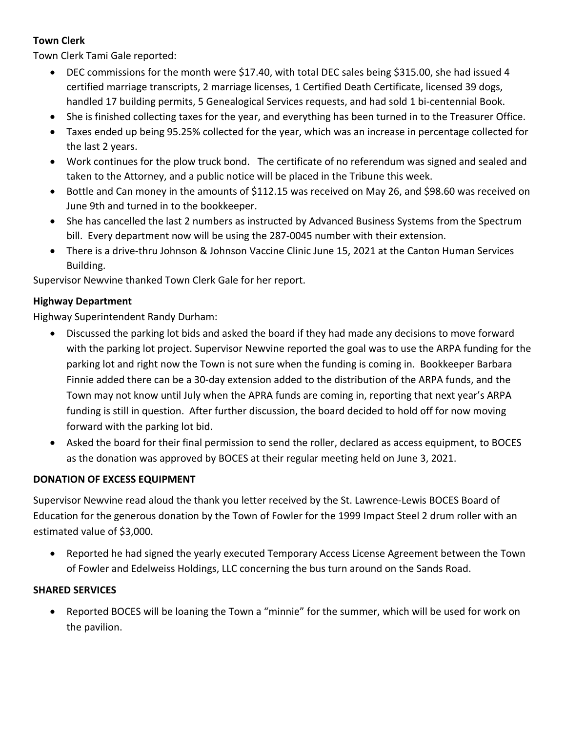**Town Clerk**

Town Clerk Tami Gale reported:

- DEC commissions for the month were $17.40, with total DEC sales being $315.00, she had issued 4 certified marriage transcripts, 2 marriage licenses, 1 Certified Death Certificate, licensed 39 dogs, handled 17 building permits, 5 Genealogical Services requests, and had sold 1 bi-centennial Book.
- She is finished collecting taxes for the year, and everything has been turned in to the Treasurer Office.
- Taxes ended up being 95.25% collected for the year, which was an increase in percentage collected for the last 2 years.
- Work continues for the plow truck bond. The certificate of no referendum was signed and sealed and taken to the Attorney, and a public notice will be placed in the Tribune this week.
- Bottle and Can money in the amounts of $112.15 was received on May 26, and $98.60 was received on June 9th and turned in to the bookkeeper.
- She has cancelled the last 2 numbers as instructed by Advanced Business Systems from the Spectrum bill. Every department now will be using the 287-0045 number with their extension.
- There is a drive-thru Johnson & Johnson Vaccine Clinic June 15, 2021 at the Canton Human Services Building.

Supervisor Newvine thanked Town Clerk Gale for her report.

**Highway Department**

Highway Superintendent Randy Durham:

- Discussed the parking lot bids and asked the board if they had made any decisions to move forward with the parking lot project. Supervisor Newvine reported the goal was to use the ARPA funding for the parking lot and right now the Town is not sure when the funding is coming in. Bookkeeper Barbara Finnie added there can be a 30-day extension added to the distribution of the ARPA funds, and the Town may not know until July when the APRA funds are coming in, reporting that next year's ARPA funding is still in question. After further discussion, the board decided to hold off for now moving forward with the parking lot bid.
- Asked the board for their final permission to send the roller, declared as access equipment, to BOCES as the donation was approved by BOCES at their regular meeting held on June 3, 2021.

**DONATION OF EXCESS EQUIPMENT**

Supervisor Newvine read aloud the thank you letter received by the St. Lawrence-Lewis BOCES Board of Education for the generous donation by the Town of Fowler for the 1999 Impact Steel 2 drum roller with an estimated value of $3,000.

- Reported he had signed the yearly executed Temporary Access License Agreement between the Town of Fowler and Edelweiss Holdings, LLC concerning the bus turn around on the Sands Road.

**SHARED SERVICES**

- Reported BOCES will be loaning the Town a "minnie" for the summer, which will be used for work on the pavilion.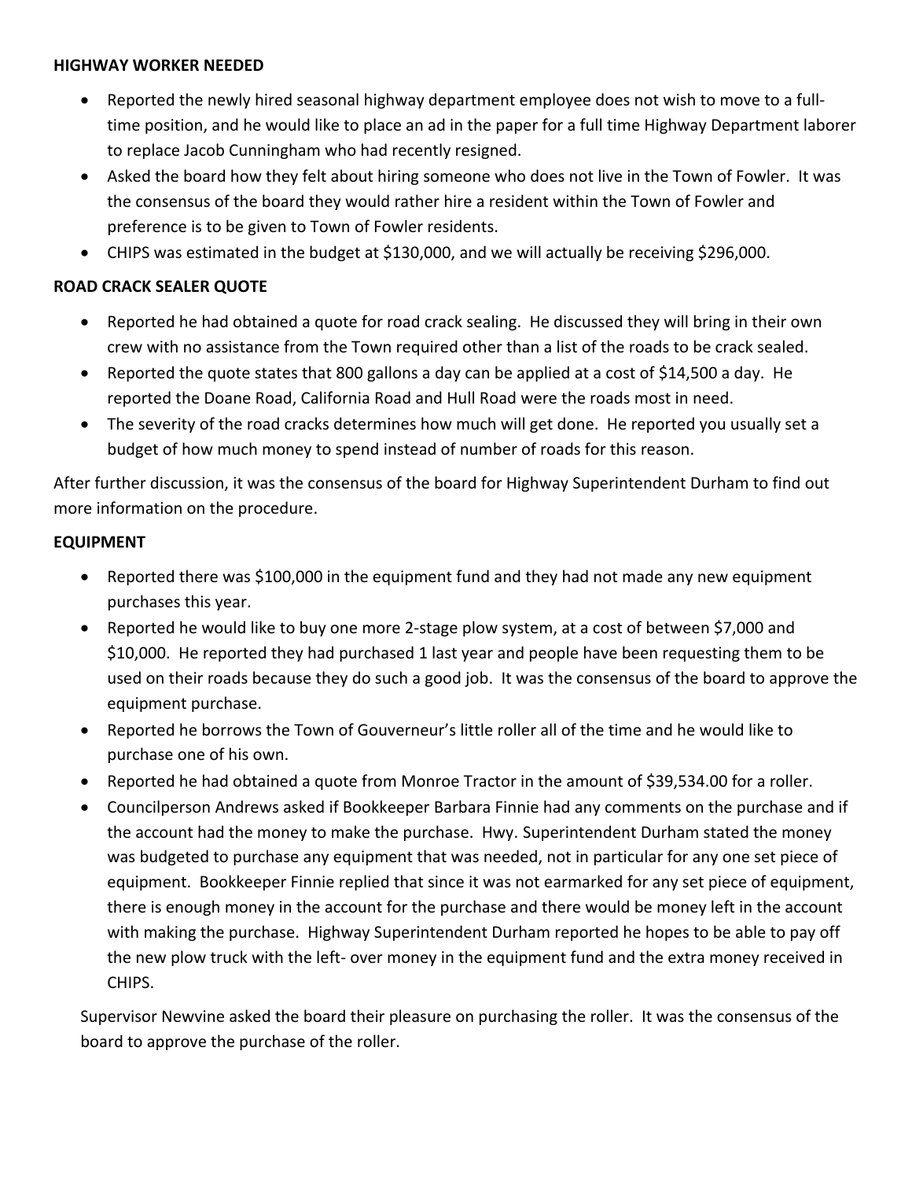**HIGHWAY WORKER NEEDED**

- Reported the newly hired seasonal highway department employee does not wish to move to a full-time position, and he would like to place an ad in the paper for a full time Highway Department laborer to replace Jacob Cunningham who had recently resigned.
- Asked the board how they felt about hiring someone who does not live in the Town of Fowler. It was the consensus of the board they would rather hire a resident within the Town of Fowler and preference is to be given to Town of Fowler residents.
- CHIPS was estimated in the budget at $130,000, and we will actually be receiving $296,000.

**ROAD CRACK SEALER QUOTE**

- Reported he had obtained a quote for road crack sealing. He discussed they will bring in their own crew with no assistance from the Town required other than a list of the roads to be crack sealed.
- Reported the quote states that 800 gallons a day can be applied at a cost of $14,500 a day. He reported the Doane Road, California Road and Hull Road were the roads most in need.
- The severity of the road cracks determines how much will get done. He reported you usually set a budget of how much money to spend instead of number of roads for this reason.

After further discussion, it was the consensus of the board for Highway Superintendent Durham to find out more information on the procedure.

**EQUIPMENT**

- Reported there was $100,000 in the equipment fund and they had not made any new equipment purchases this year.
- Reported he would like to buy one more 2-stage plow system, at a cost of between $7,000 and $10,000. He reported they had purchased 1 last year and people have been requesting them to be used on their roads because they do such a good job. It was the consensus of the board to approve the equipment purchase.
- Reported he borrows the Town of Gouverneur's little roller all of the time and he would like to purchase one of his own.
- Reported he had obtained a quote from Monroe Tractor in the amount of $39,534.00 for a roller.
- Councilperson Andrews asked if Bookkeeper Barbara Finnie had any comments on the purchase and if the account had the money to make the purchase. Hwy. Superintendent Durham stated the money was budgeted to purchase any equipment that was needed, not in particular for any one set piece of equipment. Bookkeeper Finnie replied that since it was not earmarked for any set piece of equipment, there is enough money in the account for the purchase and there would be money left in the account with making the purchase. Highway Superintendent Durham reported he hopes to be able to pay off the new plow truck with the left- over money in the equipment fund and the extra money received in CHIPS.

Supervisor Newvine asked the board their pleasure on purchasing the roller. It was the consensus of the board to approve the purchase of the roller.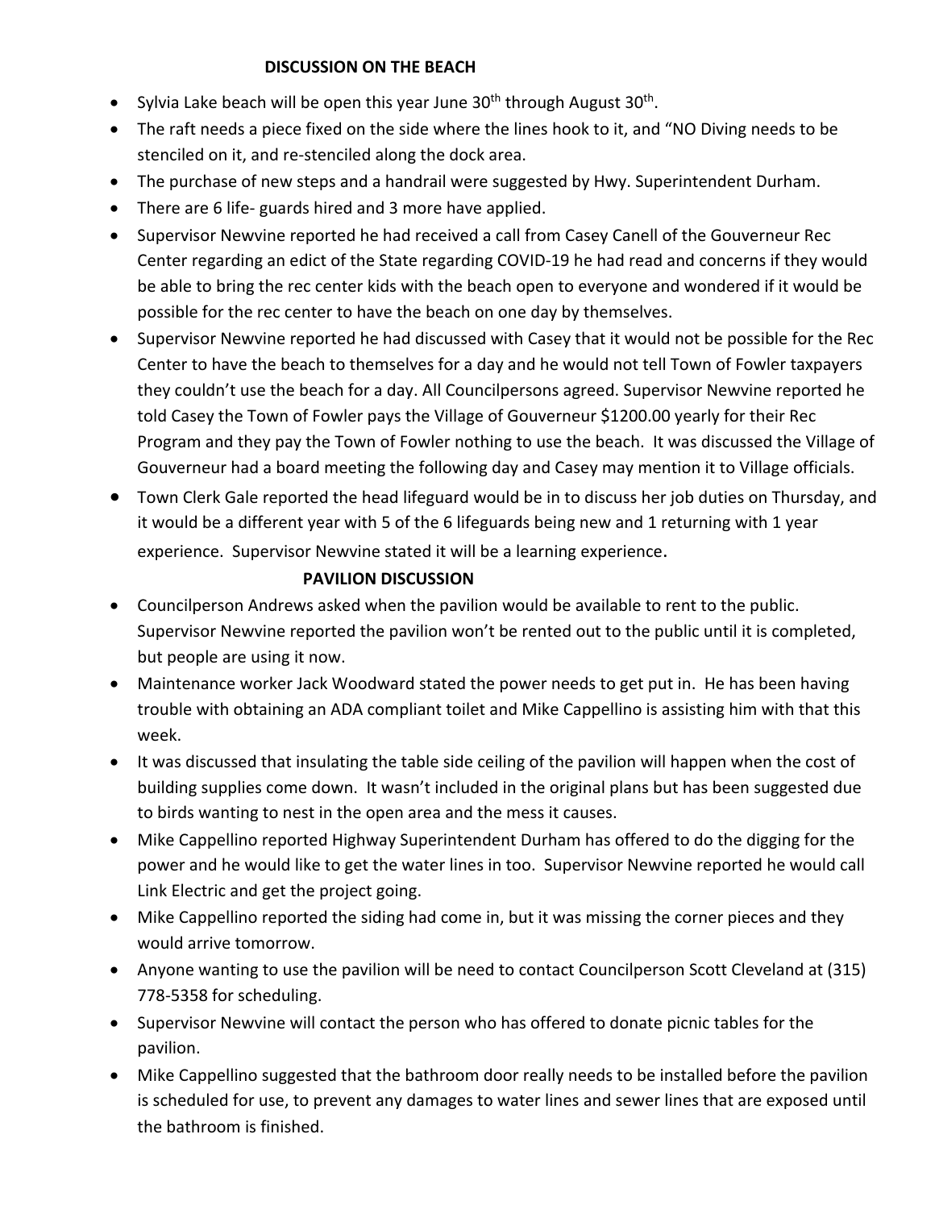## DISCUSSION ON THE BEACH

- Sylvia Lake beach will be open this year June 30th through August 30th.
- The raft needs a piece fixed on the side where the lines hook to it, and "NO Diving needs to be stenciled on it, and re-stenciled along the dock area.
- The purchase of new steps and a handrail were suggested by Hwy. Superintendent Durham.
- There are 6 life- guards hired and 3 more have applied.
- Supervisor Newvine reported he had received a call from Casey Canell of the Gouverneur Rec Center regarding an edict of the State regarding COVID-19 he had read and concerns if they would be able to bring the rec center kids with the beach open to everyone and wondered if it would be possible for the rec center to have the beach on one day by themselves.
- Supervisor Newvine reported he had discussed with Casey that it would not be possible for the Rec Center to have the beach to themselves for a day and he would not tell Town of Fowler taxpayers they couldn't use the beach for a day. All Councilpersons agreed. Supervisor Newvine reported he told Casey the Town of Fowler pays the Village of Gouverneur $1200.00 yearly for their Rec Program and they pay the Town of Fowler nothing to use the beach. It was discussed the Village of Gouverneur had a board meeting the following day and Casey may mention it to Village officials.
- Town Clerk Gale reported the head lifeguard would be in to discuss her job duties on Thursday, and it would be a different year with 5 of the 6 lifeguards being new and 1 returning with 1 year experience. Supervisor Newvine stated it will be a learning experience.

## PAVILION DISCUSSION

- Councilperson Andrews asked when the pavilion would be available to rent to the public. Supervisor Newvine reported the pavilion won't be rented out to the public until it is completed, but people are using it now.
- Maintenance worker Jack Woodward stated the power needs to get put in. He has been having trouble with obtaining an ADA compliant toilet and Mike Cappellino is assisting him with that this week.
- It was discussed that insulating the table side ceiling of the pavilion will happen when the cost of building supplies come down. It wasn't included in the original plans but has been suggested due to birds wanting to nest in the open area and the mess it causes.
- Mike Cappellino reported Highway Superintendent Durham has offered to do the digging for the power and he would like to get the water lines in too. Supervisor Newvine reported he would call Link Electric and get the project going.
- Mike Cappellino reported the siding had come in, but it was missing the corner pieces and they would arrive tomorrow.
- Anyone wanting to use the pavilion will be need to contact Councilperson Scott Cleveland at (315) 778-5358 for scheduling.
- Supervisor Newvine will contact the person who has offered to donate picnic tables for the pavilion.
- Mike Cappellino suggested that the bathroom door really needs to be installed before the pavilion is scheduled for use, to prevent any damages to water lines and sewer lines that are exposed until the bathroom is finished.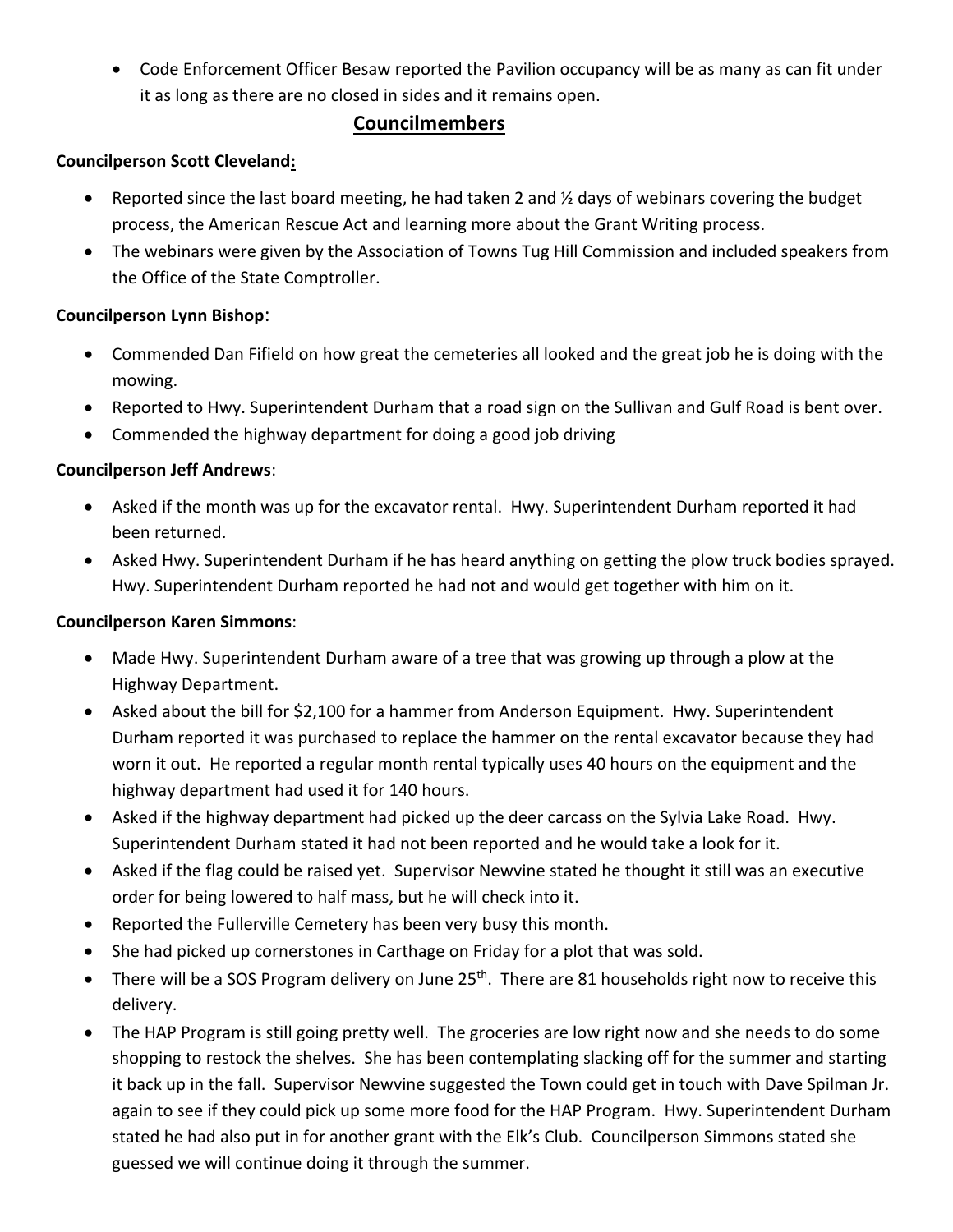- Code Enforcement Officer Besaw reported the Pavilion occupancy will be as many as can fit under it as long as there are no closed in sides and it remains open.

## Councilmembers

**Councilperson Scott Cleveland:**

- Reported since the last board meeting, he had taken 2 and ½ days of webinars covering the budget process, the American Rescue Act and learning more about the Grant Writing process.
- The webinars were given by the Association of Towns Tug Hill Commission and included speakers from the Office of the State Comptroller.

**Councilperson Lynn Bishop**:

- Commended Dan Fifield on how great the cemeteries all looked and the great job he is doing with the mowing.
- Reported to Hwy. Superintendent Durham that a road sign on the Sullivan and Gulf Road is bent over.
- Commended the highway department for doing a good job driving

**Councilperson Jeff Andrews**:

- Asked if the month was up for the excavator rental. Hwy. Superintendent Durham reported it had been returned.
- Asked Hwy. Superintendent Durham if he has heard anything on getting the plow truck bodies sprayed. Hwy. Superintendent Durham reported he had not and would get together with him on it.

**Councilperson Karen Simmons**:

- Made Hwy. Superintendent Durham aware of a tree that was growing up through a plow at the Highway Department.
- Asked about the bill for $2,100 for a hammer from Anderson Equipment. Hwy. Superintendent Durham reported it was purchased to replace the hammer on the rental excavator because they had worn it out. He reported a regular month rental typically uses 40 hours on the equipment and the highway department had used it for 140 hours.
- Asked if the highway department had picked up the deer carcass on the Sylvia Lake Road. Hwy. Superintendent Durham stated it had not been reported and he would take a look for it.
- Asked if the flag could be raised yet. Supervisor Newvine stated he thought it still was an executive order for being lowered to half mass, but he will check into it.
- Reported the Fullerville Cemetery has been very busy this month.
- She had picked up cornerstones in Carthage on Friday for a plot that was sold.
- There will be a SOS Program delivery on June 25th. There are 81 households right now to receive this delivery.
- The HAP Program is still going pretty well. The groceries are low right now and she needs to do some shopping to restock the shelves. She has been contemplating slacking off for the summer and starting it back up in the fall. Supervisor Newvine suggested the Town could get in touch with Dave Spilman Jr. again to see if they could pick up some more food for the HAP Program. Hwy. Superintendent Durham stated he had also put in for another grant with the Elk's Club. Councilperson Simmons stated she guessed we will continue doing it through the summer.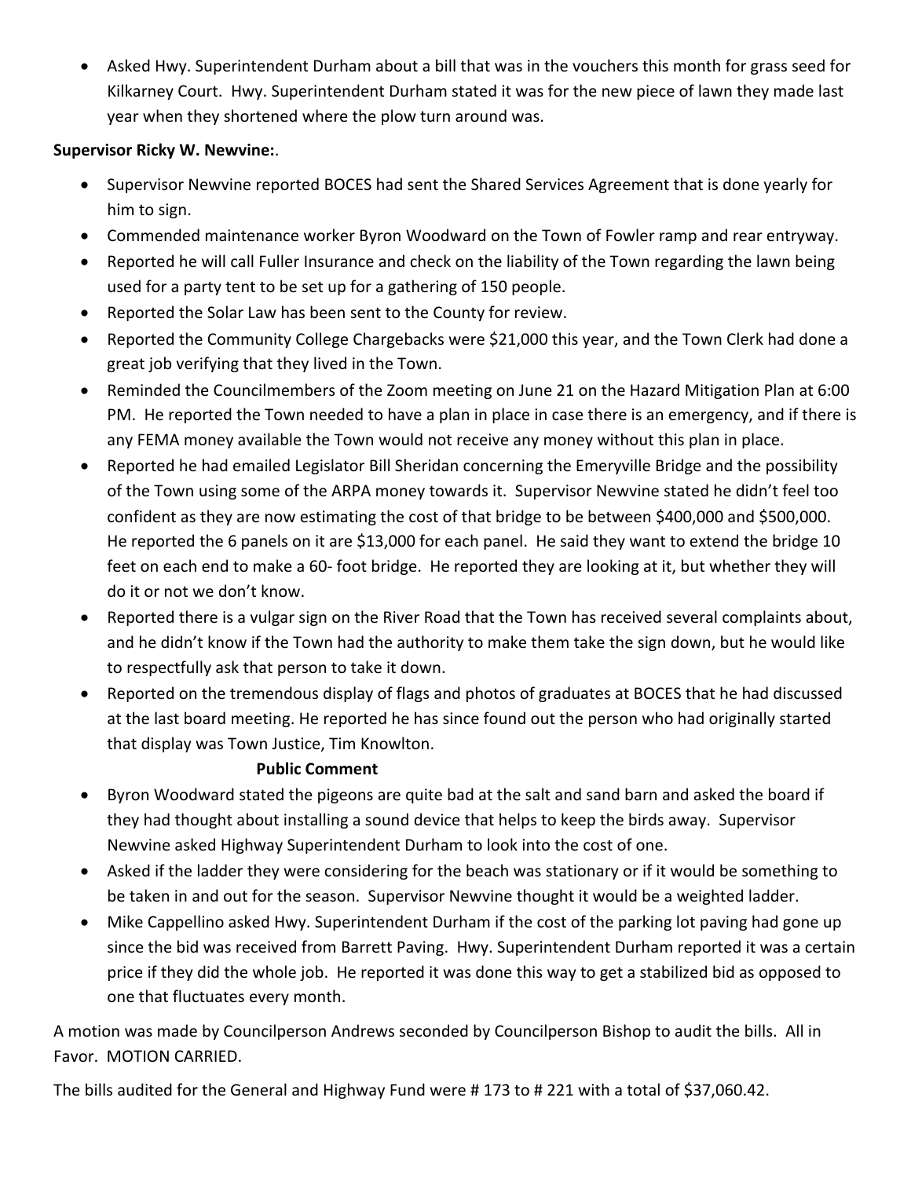- Asked Hwy. Superintendent Durham about a bill that was in the vouchers this month for grass seed for Kilkarney Court. Hwy. Superintendent Durham stated it was for the new piece of lawn they made last year when they shortened where the plow turn around was.

**Supervisor Ricky W. Newvine:**.

- Supervisor Newvine reported BOCES had sent the Shared Services Agreement that is done yearly for him to sign.
- Commended maintenance worker Byron Woodward on the Town of Fowler ramp and rear entryway.
- Reported he will call Fuller Insurance and check on the liability of the Town regarding the lawn being used for a party tent to be set up for a gathering of 150 people.
- Reported the Solar Law has been sent to the County for review.
- Reported the Community College Chargebacks were $21,000 this year, and the Town Clerk had done a great job verifying that they lived in the Town.
- Reminded the Councilmembers of the Zoom meeting on June 21 on the Hazard Mitigation Plan at 6:00 PM. He reported the Town needed to have a plan in place in case there is an emergency, and if there is any FEMA money available the Town would not receive any money without this plan in place.
- Reported he had emailed Legislator Bill Sheridan concerning the Emeryville Bridge and the possibility of the Town using some of the ARPA money towards it. Supervisor Newvine stated he didn't feel too confident as they are now estimating the cost of that bridge to be between $400,000 and $500,000. He reported the 6 panels on it are $13,000 for each panel. He said they want to extend the bridge 10 feet on each end to make a 60- foot bridge. He reported they are looking at it, but whether they will do it or not we don't know.
- Reported there is a vulgar sign on the River Road that the Town has received several complaints about, and he didn't know if the Town had the authority to make them take the sign down, but he would like to respectfully ask that person to take it down.
- Reported on the tremendous display of flags and photos of graduates at BOCES that he had discussed at the last board meeting. He reported he has since found out the person who had originally started that display was Town Justice, Tim Knowlton.

**Public Comment**

- Byron Woodward stated the pigeons are quite bad at the salt and sand barn and asked the board if they had thought about installing a sound device that helps to keep the birds away. Supervisor Newvine asked Highway Superintendent Durham to look into the cost of one.
- Asked if the ladder they were considering for the beach was stationary or if it would be something to be taken in and out for the season. Supervisor Newvine thought it would be a weighted ladder.
- Mike Cappellino asked Hwy. Superintendent Durham if the cost of the parking lot paving had gone up since the bid was received from Barrett Paving. Hwy. Superintendent Durham reported it was a certain price if they did the whole job. He reported it was done this way to get a stabilized bid as opposed to one that fluctuates every month.

A motion was made by Councilperson Andrews seconded by Councilperson Bishop to audit the bills. All in Favor. MOTION CARRIED.

The bills audited for the General and Highway Fund were # 173 to # 221 with a total of $37,060.42.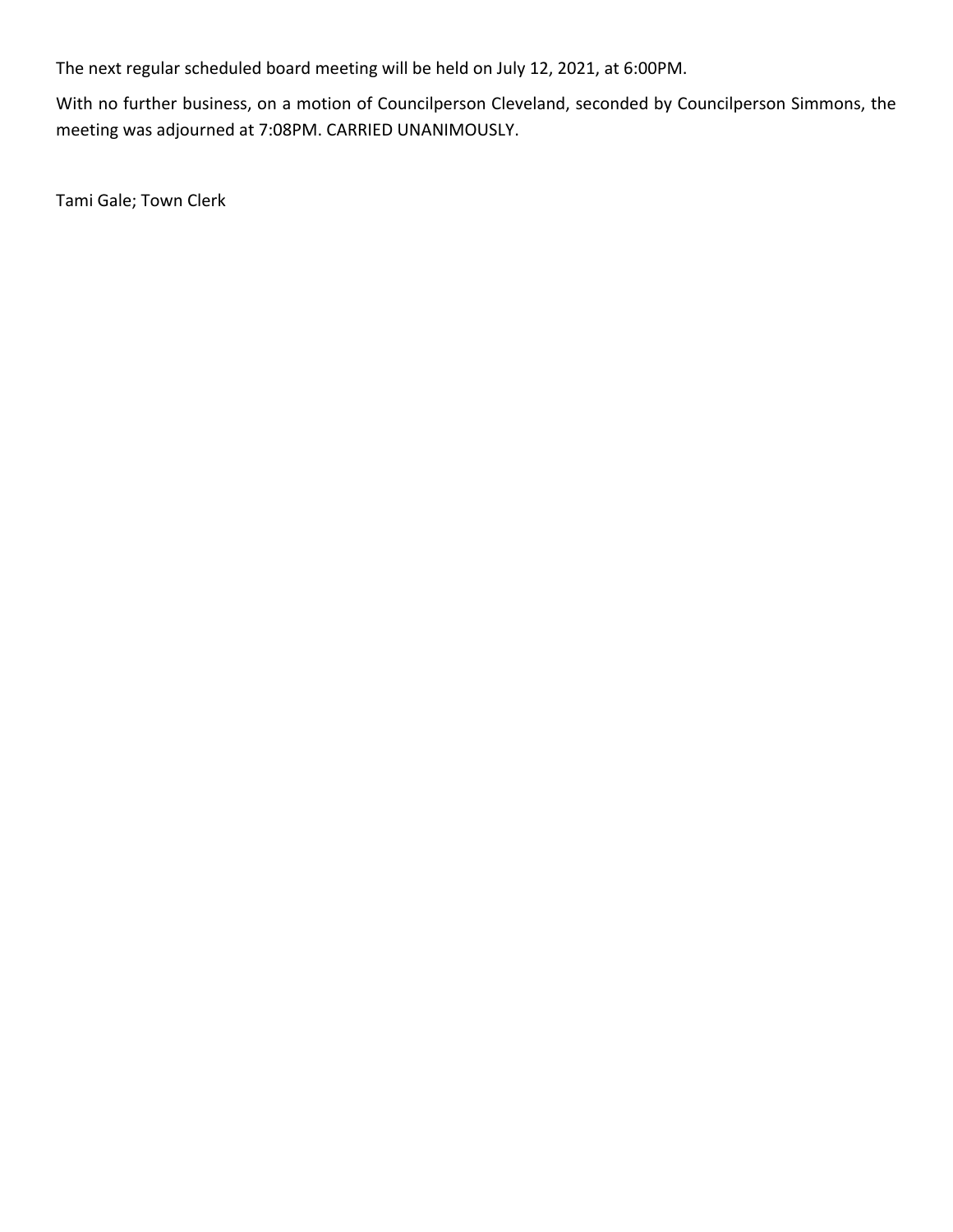The next regular scheduled board meeting will be held on July 12, 2021, at 6:00PM.

With no further business, on a motion of Councilperson Cleveland, seconded by Councilperson Simmons, the meeting was adjourned at 7:08PM. CARRIED UNANIMOUSLY.

Tami Gale; Town Clerk